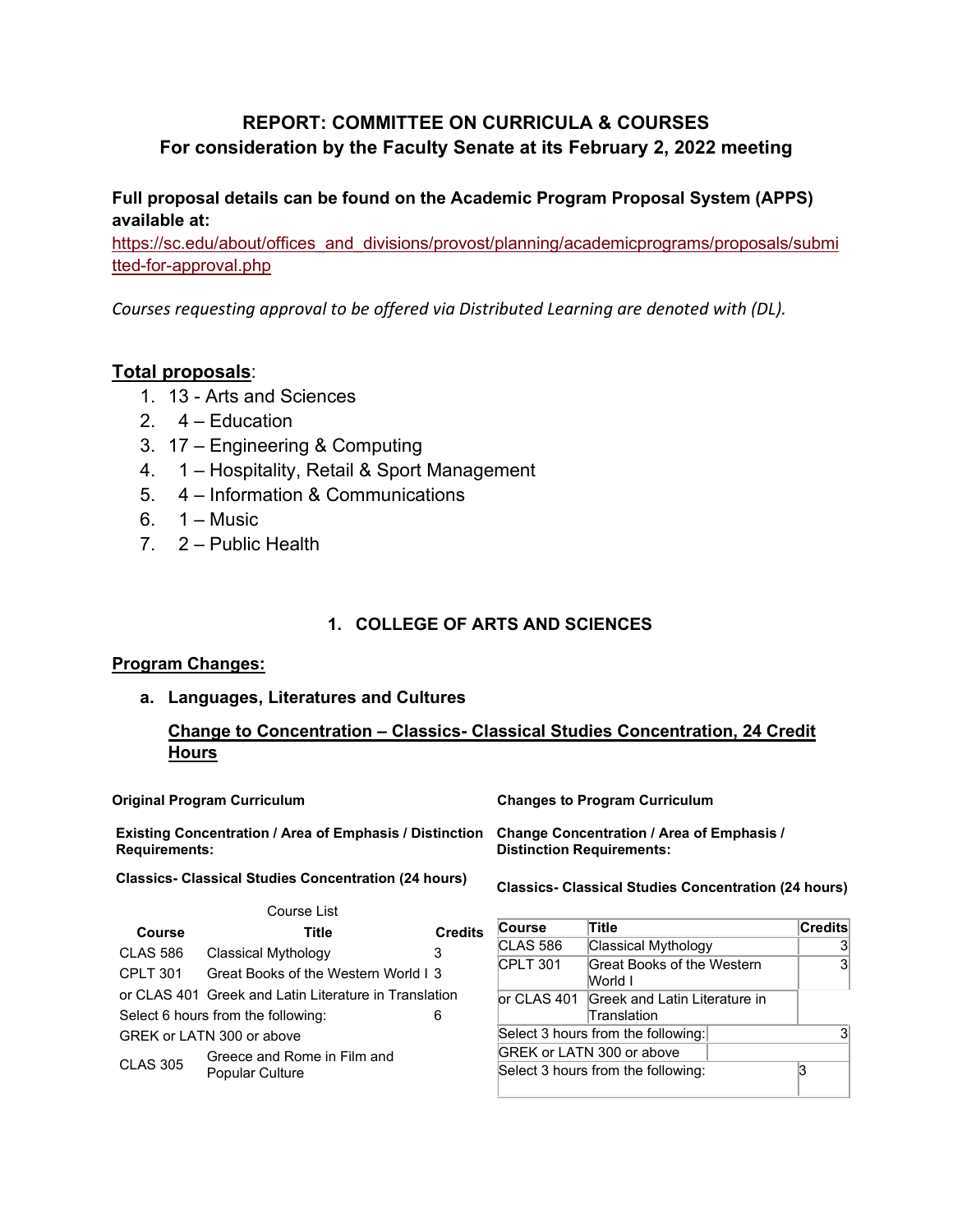# REPORT: COMMITTEE ON CURRICULA & COURSES
## For consideration by the Faculty Senate at its February 2, 2022 meeting

**Full proposal details can be found on the Academic Program Proposal System (APPS) available at:**
https://sc.edu/about/offices_and_divisions/provost/planning/academicprograms/proposals/submitted-for-approval.php

*Courses requesting approval to be offered via Distributed Learning are denoted with (DL).*

**Total proposals**:

1. 13 - Arts and Sciences
2. 4 – Education
3. 17 – Engineering & Computing
4. 1 – Hospitality, Retail & Sport Management
5. 4 – Information & Communications
6. 1 – Music
7. 2 – Public Health

## 1. COLLEGE OF ARTS AND SCIENCES

**Program Changes:**

**a. Languages, Literatures and Cultures**

**Change to Concentration – Classics- Classical Studies Concentration, 24 Credit Hours**

**Original Program Curriculum**

**Existing Concentration / Area of Emphasis / Distinction Requirements:**

**Classics- Classical Studies Concentration (24 hours)**

Course List

| Course | Title | Credits |
| --- | --- | --- |
| CLAS 586 | Classical Mythology | 3 |
| CPLT 301 | Great Books of the Western World I | 3 |
| or CLAS 401 | Greek and Latin Literature in Translation | |
| Select 6 hours from the following: | | 6 |
| GREK or LATN 300 or above | | |
| CLAS 305 | Greece and Rome in Film and Popular Culture | |

**Changes to Program Curriculum**

**Change Concentration / Area of Emphasis / Distinction Requirements:**

**Classics- Classical Studies Concentration (24 hours)**

| Course | Title | Credits |
| --- | --- | --- |
| CLAS 586 | Classical Mythology | 3 |
| CPLT 301 | Great Books of the Western World I | 3 |
| or CLAS 401 | Greek and Latin Literature in Translation | |
| Select 3 hours from the following: | | 3 |
| GREK or LATN 300 or above | | |
| Select 3 hours from the following: | | 3 |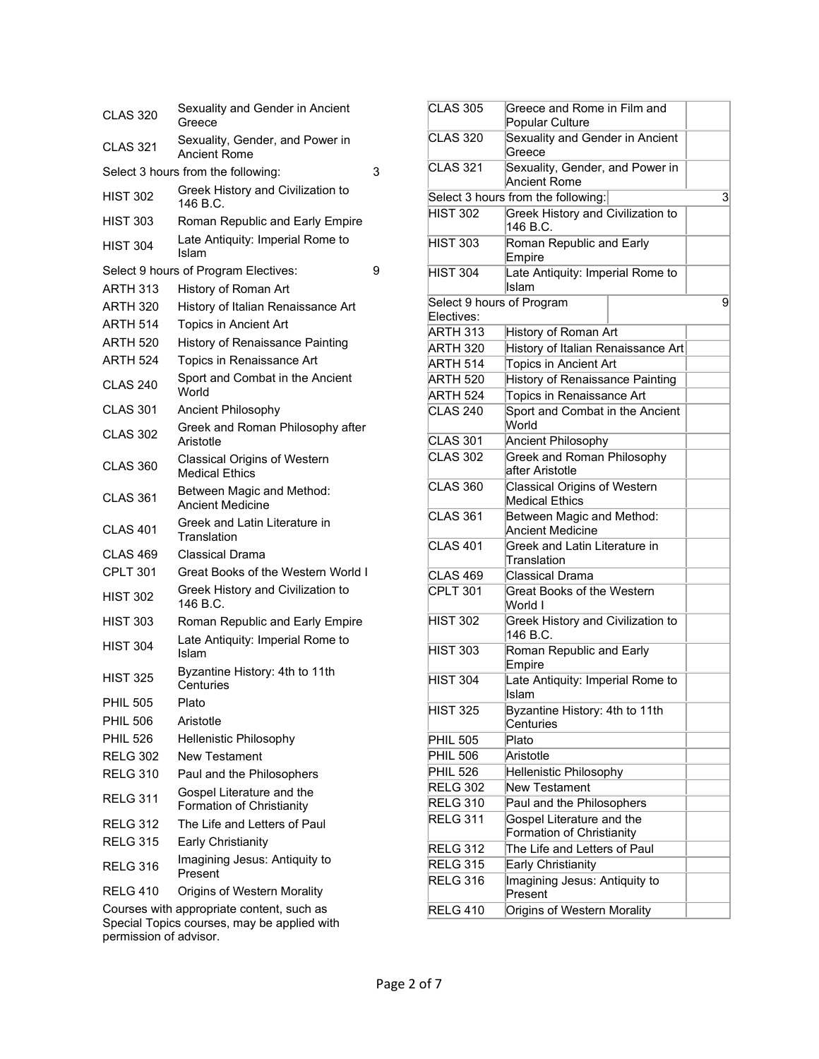| | | |
|---|---|---|
| CLAS 320 | Sexuality and Gender in Ancient Greece | |
| CLAS 321 | Sexuality, Gender, and Power in Ancient Rome | |
| Select 3 hours from the following: | | 3 |
| HIST 302 | Greek History and Civilization to 146 B.C. | |
| HIST 303 | Roman Republic and Early Empire | |
| HIST 304 | Late Antiquity: Imperial Rome to Islam | |
| Select 9 hours of Program Electives: | | 9 |
| ARTH 313 | History of Roman Art | |
| ARTH 320 | History of Italian Renaissance Art | |
| ARTH 514 | Topics in Ancient Art | |
| ARTH 520 | History of Renaissance Painting | |
| ARTH 524 | Topics in Renaissance Art | |
| CLAS 240 | Sport and Combat in the Ancient World | |
| CLAS 301 | Ancient Philosophy | |
| CLAS 302 | Greek and Roman Philosophy after Aristotle | |
| CLAS 360 | Classical Origins of Western Medical Ethics | |
| CLAS 361 | Between Magic and Method: Ancient Medicine | |
| CLAS 401 | Greek and Latin Literature in Translation | |
| CLAS 469 | Classical Drama | |
| CPLT 301 | Great Books of the Western World I | |
| HIST 302 | Greek History and Civilization to 146 B.C. | |
| HIST 303 | Roman Republic and Early Empire | |
| HIST 304 | Late Antiquity: Imperial Rome to Islam | |
| HIST 325 | Byzantine History: 4th to 11th Centuries | |
| PHIL 505 | Plato | |
| PHIL 506 | Aristotle | |
| PHIL 526 | Hellenistic Philosophy | |
| RELG 302 | New Testament | |
| RELG 310 | Paul and the Philosophers | |
| RELG 311 | Gospel Literature and the Formation of Christianity | |
| RELG 312 | The Life and Letters of Paul | |
| RELG 315 | Early Christianity | |
| RELG 316 | Imagining Jesus: Antiquity to Present | |
| RELG 410 | Origins of Western Morality | |

Courses with appropriate content, such as Special Topics courses, may be applied with permission of advisor.

| | | |
|---|---|---|
| CLAS 305 | Greece and Rome in Film and Popular Culture | |
| CLAS 320 | Sexuality and Gender in Ancient Greece | |
| CLAS 321 | Sexuality, Gender, and Power in Ancient Rome | |
| Select 3 hours from the following: | | 3 |
| HIST 302 | Greek History and Civilization to 146 B.C. | |
| HIST 303 | Roman Republic and Early Empire | |
| HIST 304 | Late Antiquity: Imperial Rome to Islam | |
| Select 9 hours of Program Electives: | | 9 |
| ARTH 313 | History of Roman Art | |
| ARTH 320 | History of Italian Renaissance Art | |
| ARTH 514 | Topics in Ancient Art | |
| ARTH 520 | History of Renaissance Painting | |
| ARTH 524 | Topics in Renaissance Art | |
| CLAS 240 | Sport and Combat in the Ancient World | |
| CLAS 301 | Ancient Philosophy | |
| CLAS 302 | Greek and Roman Philosophy after Aristotle | |
| CLAS 360 | Classical Origins of Western Medical Ethics | |
| CLAS 361 | Between Magic and Method: Ancient Medicine | |
| CLAS 401 | Greek and Latin Literature in Translation | |
| CLAS 469 | Classical Drama | |
| CPLT 301 | Great Books of the Western World I | |
| HIST 302 | Greek History and Civilization to 146 B.C. | |
| HIST 303 | Roman Republic and Early Empire | |
| HIST 304 | Late Antiquity: Imperial Rome to Islam | |
| HIST 325 | Byzantine History: 4th to 11th Centuries | |
| PHIL 505 | Plato | |
| PHIL 506 | Aristotle | |
| PHIL 526 | Hellenistic Philosophy | |
| RELG 302 | New Testament | |
| RELG 310 | Paul and the Philosophers | |
| RELG 311 | Gospel Literature and the Formation of Christianity | |
| RELG 312 | The Life and Letters of Paul | |
| RELG 315 | Early Christianity | |
| RELG 316 | Imagining Jesus: Antiquity to Present | |
| RELG 410 | Origins of Western Morality | |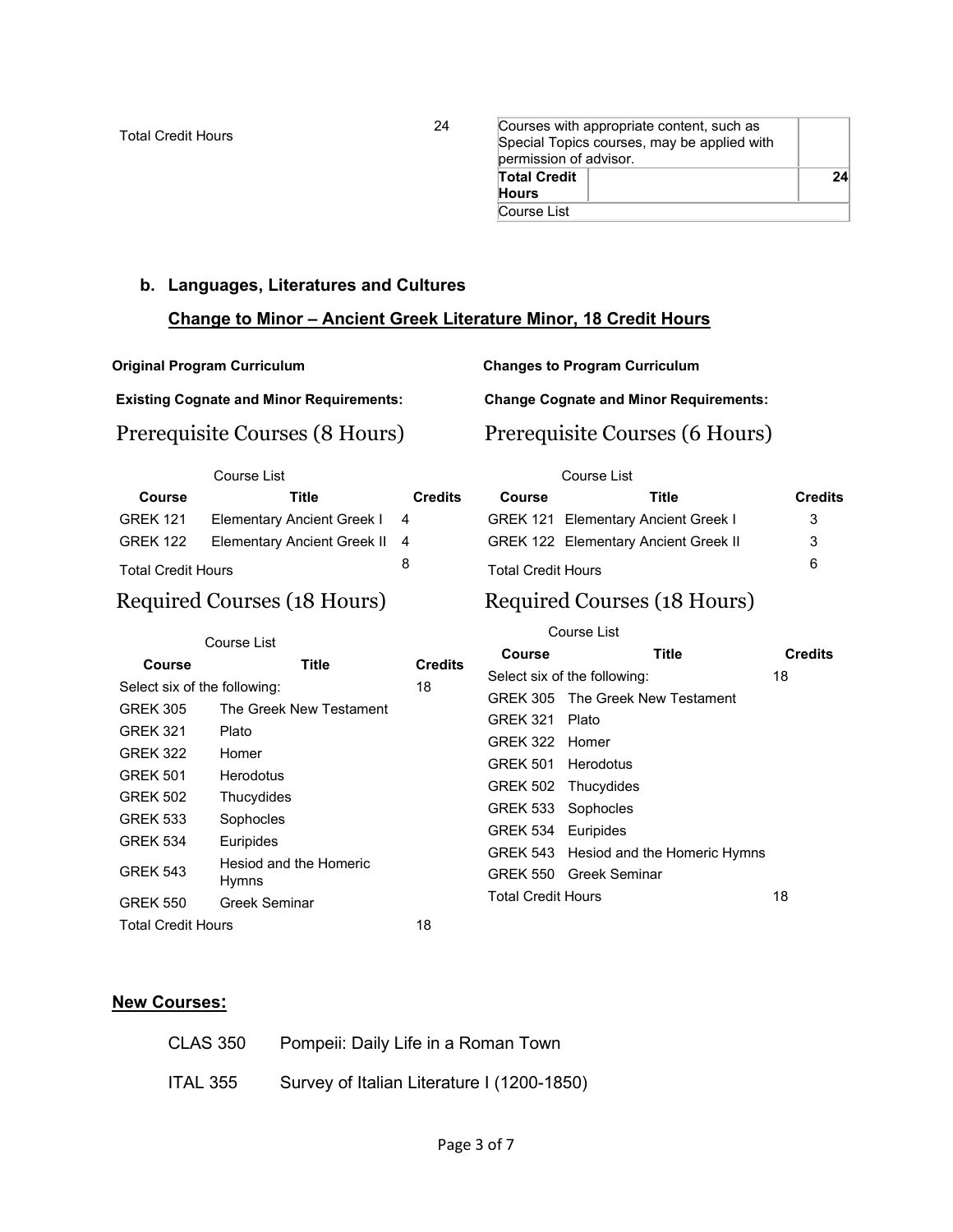| | |
|---|---|
| Total Credit Hours | 24 |

| | | |
|---|---|---|
| Courses with appropriate content, such as Special Topics courses, may be applied with permission of advisor. | | |
| **Total Credit Hours** | | **24** |
| Course List | | |

## b. Languages, Literatures and Cultures

### Change to Minor – Ancient Greek Literature Minor, 18 Credit Hours

**Original Program Curriculum**

**Existing Cognate and Minor Requirements:**

## Prerequisite Courses (8 Hours)

Course List

| Course | Title | Credits |
|---|---|---|
| GREK 121 | Elementary Ancient Greek I | 4 |
| GREK 122 | Elementary Ancient Greek II | 4 |
| Total Credit Hours | | 8 |

## Required Courses (18 Hours)

Course List

| Course | Title | Credits |
|---|---|---|
| Select six of the following: | | 18 |
| GREK 305 | The Greek New Testament | |
| GREK 321 | Plato | |
| GREK 322 | Homer | |
| GREK 501 | Herodotus | |
| GREK 502 | Thucydides | |
| GREK 533 | Sophocles | |
| GREK 534 | Euripides | |
| GREK 543 | Hesiod and the Homeric Hymns | |
| GREK 550 | Greek Seminar | |
| Total Credit Hours | | 18 |

**Changes to Program Curriculum**

**Change Cognate and Minor Requirements:**

## Prerequisite Courses (6 Hours)

Course List

| Course | Title | Credits |
|---|---|---|
| GREK 121 | Elementary Ancient Greek I | 3 |
| GREK 122 | Elementary Ancient Greek II | 3 |
| Total Credit Hours | | 6 |

## Required Courses (18 Hours)

Course List

| Course | Title | Credits |
|---|---|---|
| Select six of the following: | | 18 |
| GREK 305 | The Greek New Testament | |
| GREK 321 | Plato | |
| GREK 322 | Homer | |
| GREK 501 | Herodotus | |
| GREK 502 | Thucydides | |
| GREK 533 | Sophocles | |
| GREK 534 | Euripides | |
| GREK 543 | Hesiod and the Homeric Hymns | |
| GREK 550 | Greek Seminar | |
| Total Credit Hours | | 18 |

**New Courses:**

| | |
|---|---|
| CLAS 350 | Pompeii: Daily Life in a Roman Town |
| ITAL 355 | Survey of Italian Literature I (1200-1850) |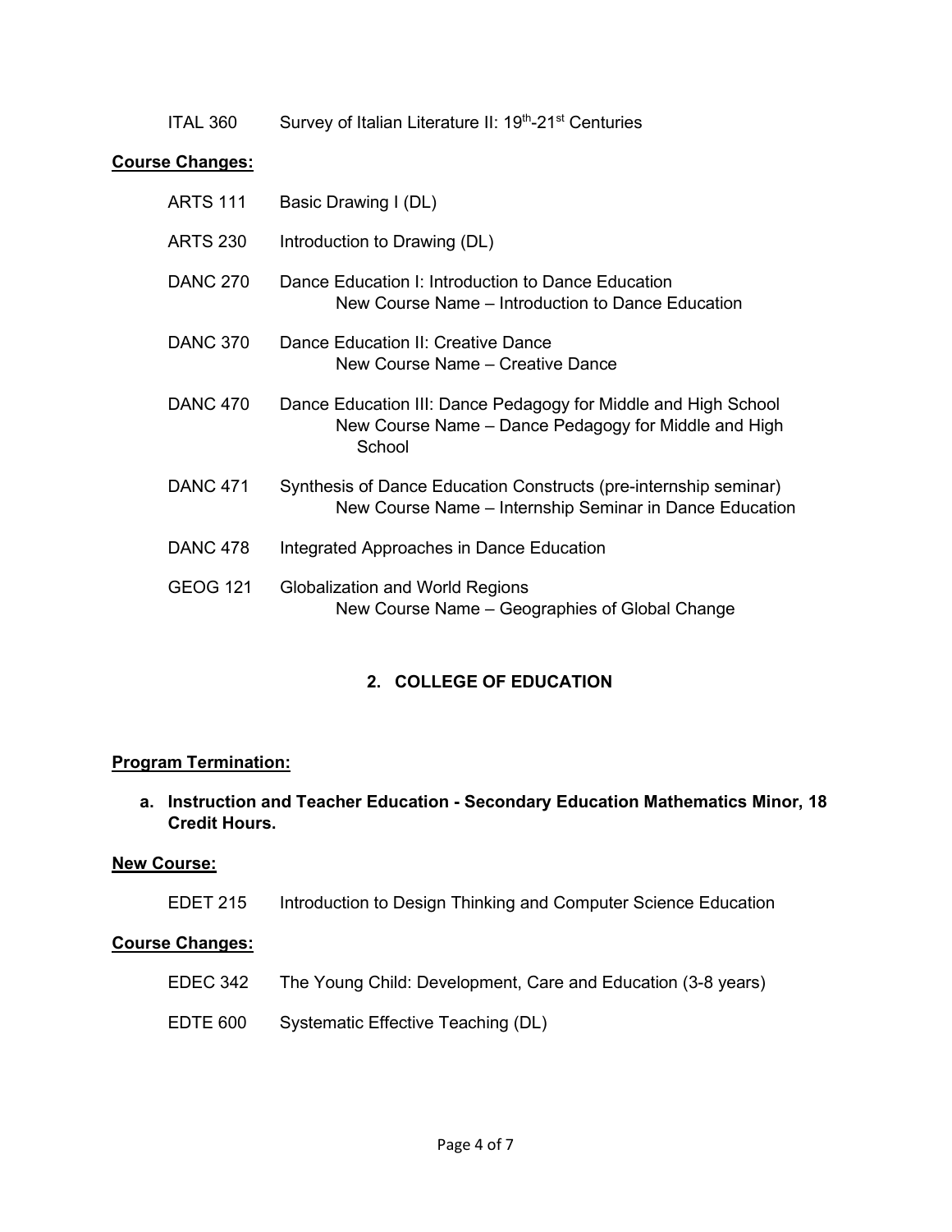ITAL 360 Survey of Italian Literature II: 19th-21st Centuries

**Course Changes:**

ARTS 111 Basic Drawing I (DL)

ARTS 230 Introduction to Drawing (DL)

DANC 270 Dance Education I: Introduction to Dance Education
New Course Name – Introduction to Dance Education

DANC 370 Dance Education II: Creative Dance
New Course Name – Creative Dance

DANC 470 Dance Education III: Dance Pedagogy for Middle and High School
New Course Name – Dance Pedagogy for Middle and High School

DANC 471 Synthesis of Dance Education Constructs (pre-internship seminar)
New Course Name – Internship Seminar in Dance Education

DANC 478 Integrated Approaches in Dance Education

GEOG 121 Globalization and World Regions
New Course Name – Geographies of Global Change

## 2. COLLEGE OF EDUCATION

**Program Termination:**

**a. Instruction and Teacher Education - Secondary Education Mathematics Minor, 18 Credit Hours.**

**New Course:**

EDET 215 Introduction to Design Thinking and Computer Science Education

**Course Changes:**

EDEC 342 The Young Child: Development, Care and Education (3-8 years)

EDTE 600 Systematic Effective Teaching (DL)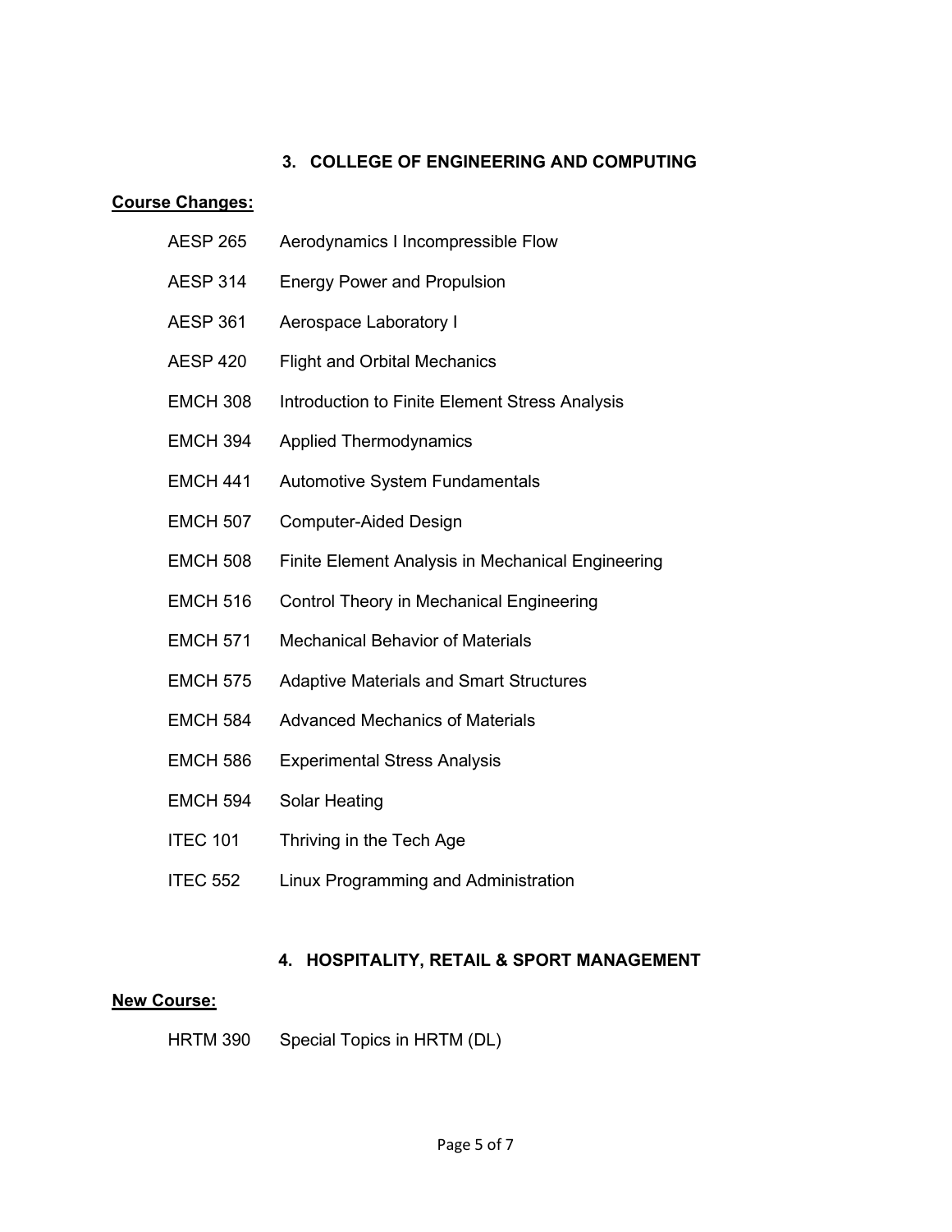## 3. COLLEGE OF ENGINEERING AND COMPUTING

**Course Changes:**

AESP 265 Aerodynamics I Incompressible Flow

AESP 314 Energy Power and Propulsion

AESP 361 Aerospace Laboratory I

AESP 420 Flight and Orbital Mechanics

EMCH 308 Introduction to Finite Element Stress Analysis

EMCH 394 Applied Thermodynamics

EMCH 441 Automotive System Fundamentals

EMCH 507 Computer-Aided Design

EMCH 508 Finite Element Analysis in Mechanical Engineering

EMCH 516 Control Theory in Mechanical Engineering

EMCH 571 Mechanical Behavior of Materials

EMCH 575 Adaptive Materials and Smart Structures

EMCH 584 Advanced Mechanics of Materials

EMCH 586 Experimental Stress Analysis

EMCH 594 Solar Heating

ITEC 101 Thriving in the Tech Age

ITEC 552 Linux Programming and Administration

## 4. HOSPITALITY, RETAIL & SPORT MANAGEMENT

**New Course:**

HRTM 390 Special Topics in HRTM (DL)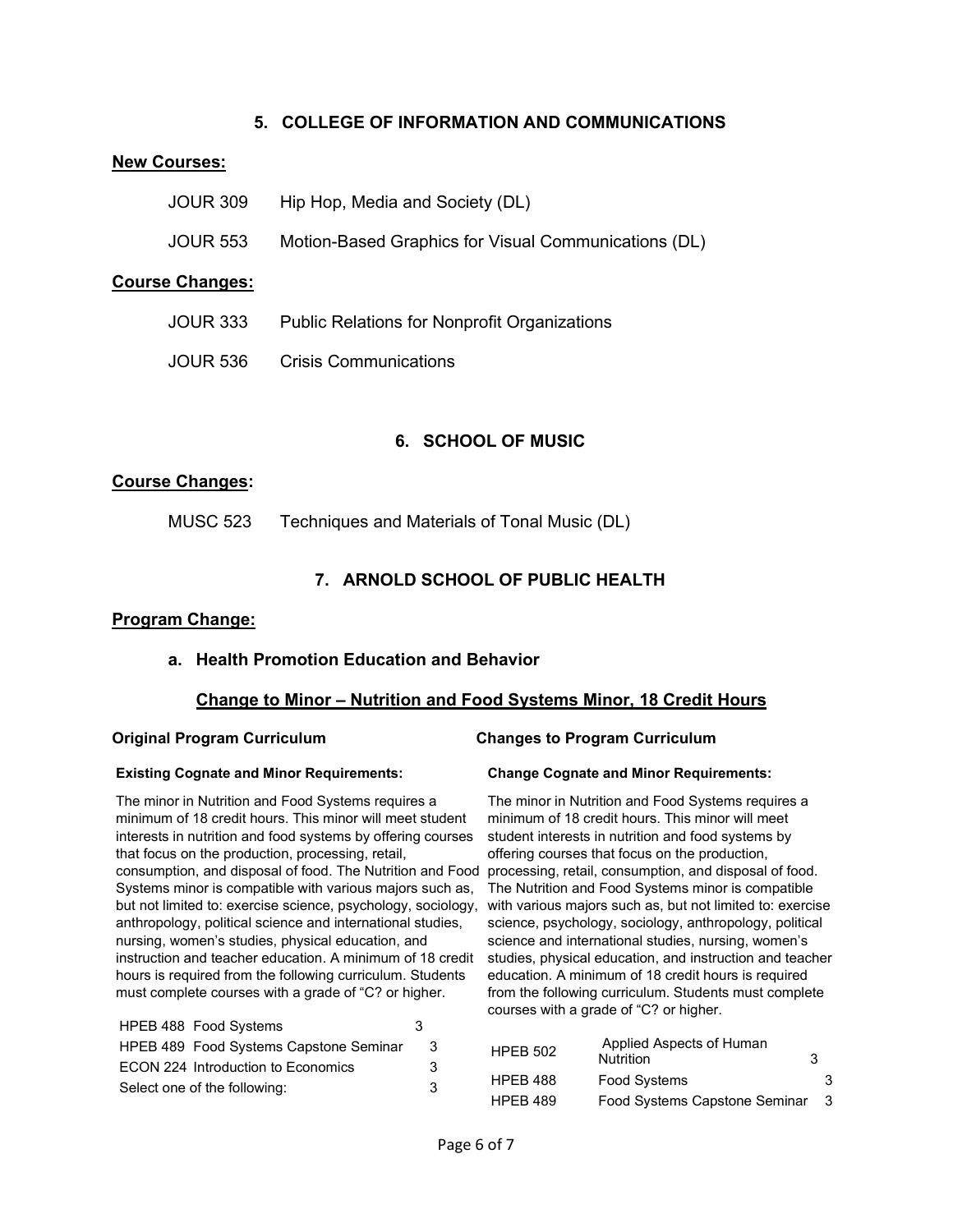## 5. COLLEGE OF INFORMATION AND COMMUNICATIONS

**New Courses:**

| | |
|---|---|
| JOUR 309 | Hip Hop, Media and Society (DL) |
| JOUR 553 | Motion-Based Graphics for Visual Communications (DL) |

**Course Changes:**

| | |
|---|---|
| JOUR 333 | Public Relations for Nonprofit Organizations |
| JOUR 536 | Crisis Communications |

## 6. SCHOOL OF MUSIC

**Course Changes:**

| | |
|---|---|
| MUSC 523 | Techniques and Materials of Tonal Music (DL) |

## 7. ARNOLD SCHOOL OF PUBLIC HEALTH

**Program Change:**

### a. Health Promotion Education and Behavior

**Change to Minor – Nutrition and Food Systems Minor, 18 Credit Hours**

**Original Program Curriculum**

**Existing Cognate and Minor Requirements:**

The minor in Nutrition and Food Systems requires a minimum of 18 credit hours. This minor will meet student interests in nutrition and food systems by offering courses that focus on the production, processing, retail, consumption, and disposal of food. The Nutrition and Food Systems minor is compatible with various majors such as, but not limited to: exercise science, psychology, sociology, anthropology, political science and international studies, nursing, women's studies, physical education, and instruction and teacher education. A minimum of 18 credit hours is required from the following curriculum. Students must complete courses with a grade of "C? or higher.

| Course | Credits |
|---|---|
| HPEB 488 Food Systems | 3 |
| HPEB 489 Food Systems Capstone Seminar | 3 |
| ECON 224 Introduction to Economics | 3 |
| Select one of the following: | 3 |

**Changes to Program Curriculum**

**Change Cognate and Minor Requirements:**

The minor in Nutrition and Food Systems requires a minimum of 18 credit hours. This minor will meet student interests in nutrition and food systems by offering courses that focus on the production, processing, retail, consumption, and disposal of food. The Nutrition and Food Systems minor is compatible with various majors such as, but not limited to: exercise science, psychology, sociology, anthropology, political science and international studies, nursing, women's studies, physical education, and instruction and teacher education. A minimum of 18 credit hours is required from the following curriculum. Students must complete courses with a grade of "C? or higher.

| Course | Title | Credits |
|---|---|---|
| HPEB 502 | Applied Aspects of Human Nutrition | 3 |
| HPEB 488 | Food Systems | 3 |
| HPEB 489 | Food Systems Capstone Seminar | 3 |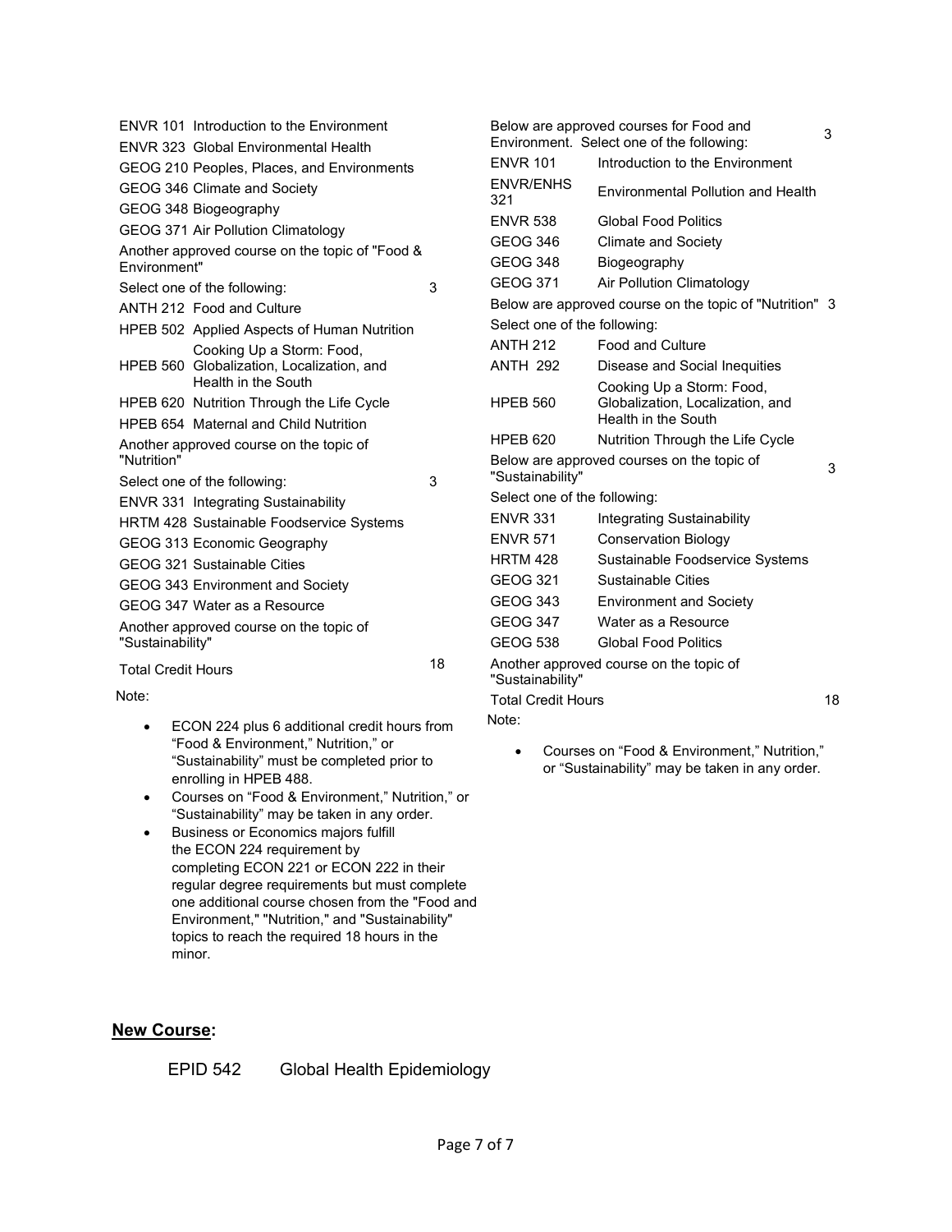| | |
|---|---|
| ENVR 101 Introduction to the Environment | |
| ENVR 323 Global Environmental Health | |
| GEOG 210 Peoples, Places, and Environments | |
| GEOG 346 Climate and Society | |
| GEOG 348 Biogeography | |
| GEOG 371 Air Pollution Climatology | |
| Another approved course on the topic of "Food & Environment" | |
| Select one of the following: | 3 |
| ANTH 212 Food and Culture | |
| HPEB 502 Applied Aspects of Human Nutrition | |
| HPEB 560 Cooking Up a Storm: Food, Globalization, Localization, and Health in the South | |
| HPEB 620 Nutrition Through the Life Cycle | |
| HPEB 654 Maternal and Child Nutrition | |
| Another approved course on the topic of "Nutrition" | |
| Select one of the following: | 3 |
| ENVR 331 Integrating Sustainability | |
| HRTM 428 Sustainable Foodservice Systems | |
| GEOG 313 Economic Geography | |
| GEOG 321 Sustainable Cities | |
| GEOG 343 Environment and Society | |
| GEOG 347 Water as a Resource | |
| Another approved course on the topic of "Sustainability" | |
| Total Credit Hours | 18 |

Note:

- ECON 224 plus 6 additional credit hours from "Food & Environment," Nutrition," or "Sustainability" must be completed prior to enrolling in HPEB 488.
- Courses on "Food & Environment," Nutrition," or "Sustainability" may be taken in any order.
- Business or Economics majors fulfill the ECON 224 requirement by completing ECON 221 or ECON 222 in their regular degree requirements but must complete one additional course chosen from the "Food and Environment," "Nutrition," and "Sustainability" topics to reach the required 18 hours in the minor.

| | | |
|---|---|---|
| Below are approved courses for Food and Environment. Select one of the following: | | 3 |
| ENVR 101 | Introduction to the Environment | |
| ENVR/ENHS 321 | Environmental Pollution and Health | |
| ENVR 538 | Global Food Politics | |
| GEOG 346 | Climate and Society | |
| GEOG 348 | Biogeography | |
| GEOG 371 | Air Pollution Climatology | |
| Below are approved course on the topic of "Nutrition" | | 3 |
| Select one of the following: | | |
| ANTH 212 | Food and Culture | |
| ANTH 292 | Disease and Social Inequities | |
| HPEB 560 | Cooking Up a Storm: Food, Globalization, Localization, and Health in the South | |
| HPEB 620 | Nutrition Through the Life Cycle | |
| Below are approved courses on the topic of "Sustainability" | | 3 |
| Select one of the following: | | |
| ENVR 331 | Integrating Sustainability | |
| ENVR 571 | Conservation Biology | |
| HRTM 428 | Sustainable Foodservice Systems | |
| GEOG 321 | Sustainable Cities | |
| GEOG 343 | Environment and Society | |
| GEOG 347 | Water as a Resource | |
| GEOG 538 | Global Food Politics | |
| Another approved course on the topic of "Sustainability" | | |
| Total Credit Hours | | 18 |

Note:

- Courses on "Food & Environment," Nutrition," or "Sustainability" may be taken in any order.

## **New Course:**

EPID 542 Global Health Epidemiology